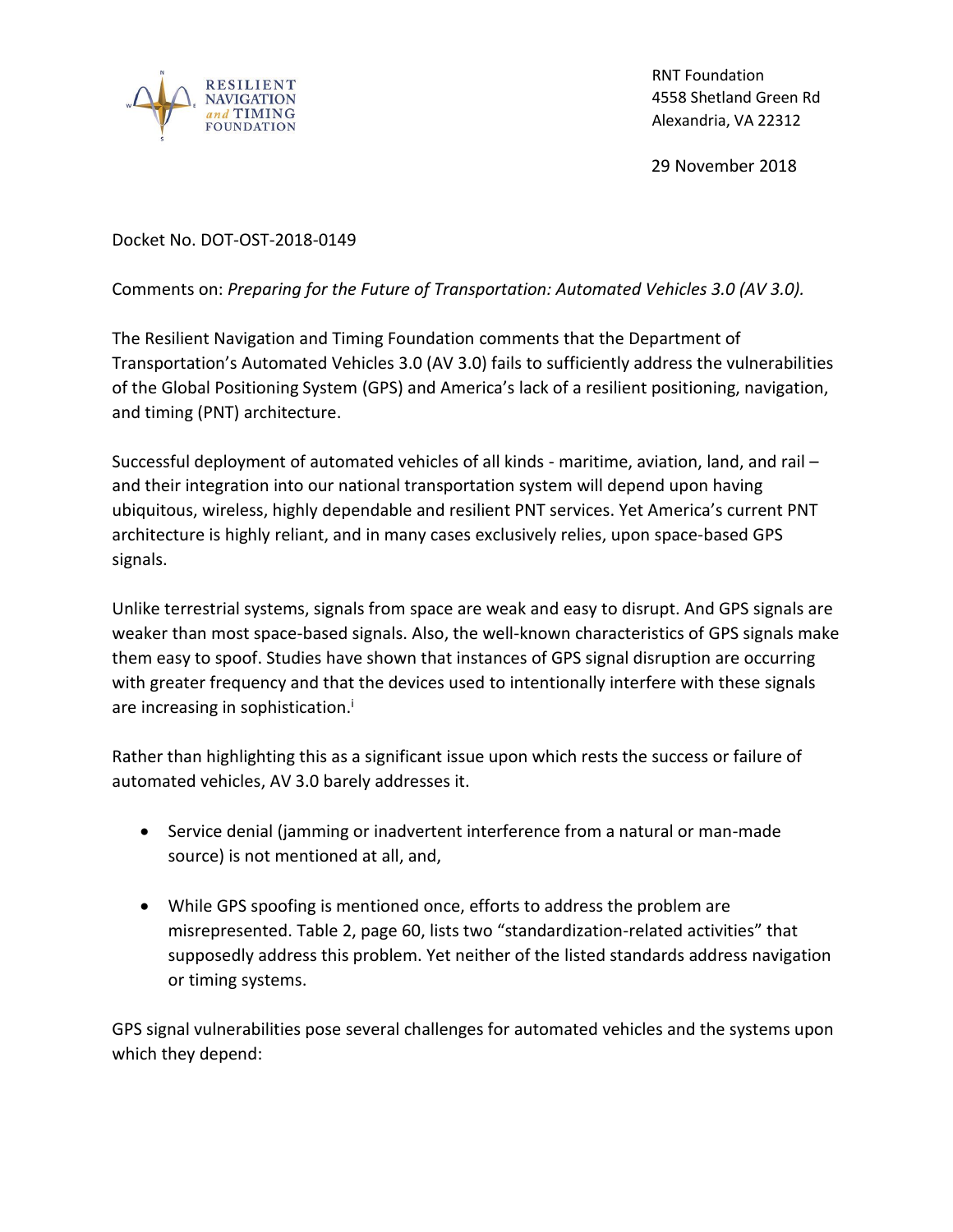RESILIENT NAVIGATION and TIMING FOUNDATION

RNT Foundation
4558 Shetland Green Rd
Alexandria, VA 22312

29 November 2018

Docket No. DOT-OST-2018-0149

Comments on: *Preparing for the Future of Transportation: Automated Vehicles 3.0 (AV 3.0).*

The Resilient Navigation and Timing Foundation comments that the Department of Transportation's Automated Vehicles 3.0 (AV 3.0) fails to sufficiently address the vulnerabilities of the Global Positioning System (GPS) and America's lack of a resilient positioning, navigation, and timing (PNT) architecture.

Successful deployment of automated vehicles of all kinds - maritime, aviation, land, and rail – and their integration into our national transportation system will depend upon having ubiquitous, wireless, highly dependable and resilient PNT services. Yet America's current PNT architecture is highly reliant, and in many cases exclusively relies, upon space-based GPS signals.

Unlike terrestrial systems, signals from space are weak and easy to disrupt. And GPS signals are weaker than most space-based signals. Also, the well-known characteristics of GPS signals make them easy to spoof. Studies have shown that instances of GPS signal disruption are occurring with greater frequency and that the devices used to intentionally interfere with these signals are increasing in sophistication.[i]

Rather than highlighting this as a significant issue upon which rests the success or failure of automated vehicles, AV 3.0 barely addresses it.

- Service denial (jamming or inadvertent interference from a natural or man-made source) is not mentioned at all, and,

- While GPS spoofing is mentioned once, efforts to address the problem are misrepresented. Table 2, page 60, lists two "standardization-related activities" that supposedly address this problem. Yet neither of the listed standards address navigation or timing systems.

GPS signal vulnerabilities pose several challenges for automated vehicles and the systems upon which they depend: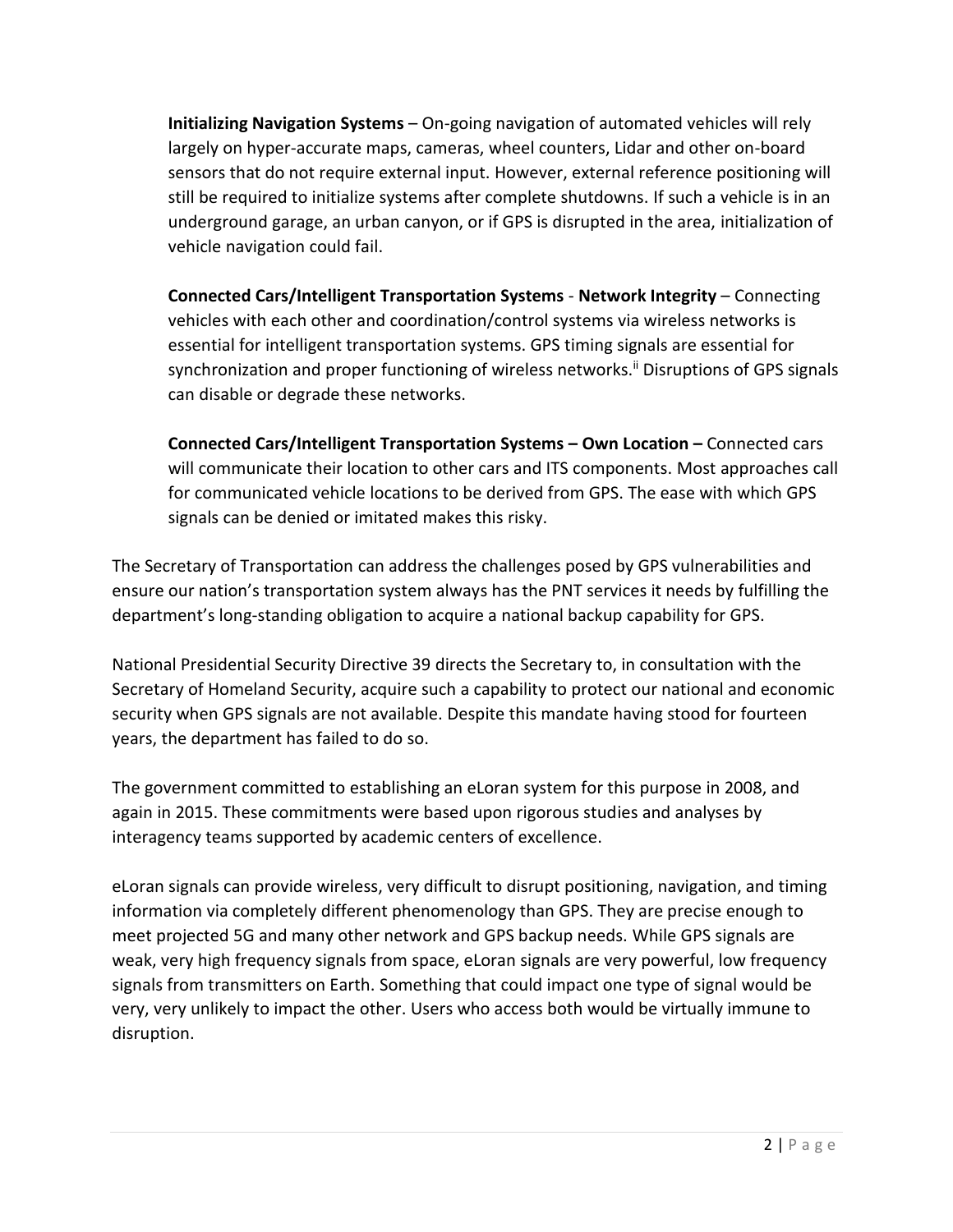**Initializing Navigation Systems** – On-going navigation of automated vehicles will rely largely on hyper-accurate maps, cameras, wheel counters, Lidar and other on-board sensors that do not require external input. However, external reference positioning will still be required to initialize systems after complete shutdowns. If such a vehicle is in an underground garage, an urban canyon, or if GPS is disrupted in the area, initialization of vehicle navigation could fail.

**Connected Cars/Intelligent Transportation Systems** - **Network Integrity** – Connecting vehicles with each other and coordination/control systems via wireless networks is essential for intelligent transportation systems. GPS timing signals are essential for synchronization and proper functioning of wireless networks.[ii] Disruptions of GPS signals can disable or degrade these networks.

**Connected Cars/Intelligent Transportation Systems – Own Location –** Connected cars will communicate their location to other cars and ITS components. Most approaches call for communicated vehicle locations to be derived from GPS. The ease with which GPS signals can be denied or imitated makes this risky.

The Secretary of Transportation can address the challenges posed by GPS vulnerabilities and ensure our nation's transportation system always has the PNT services it needs by fulfilling the department's long-standing obligation to acquire a national backup capability for GPS.

National Presidential Security Directive 39 directs the Secretary to, in consultation with the Secretary of Homeland Security, acquire such a capability to protect our national and economic security when GPS signals are not available. Despite this mandate having stood for fourteen years, the department has failed to do so.

The government committed to establishing an eLoran system for this purpose in 2008, and again in 2015. These commitments were based upon rigorous studies and analyses by interagency teams supported by academic centers of excellence.

eLoran signals can provide wireless, very difficult to disrupt positioning, navigation, and timing information via completely different phenomenology than GPS. They are precise enough to meet projected 5G and many other network and GPS backup needs. While GPS signals are weak, very high frequency signals from space, eLoran signals are very powerful, low frequency signals from transmitters on Earth. Something that could impact one type of signal would be very, very unlikely to impact the other. Users who access both would be virtually immune to disruption.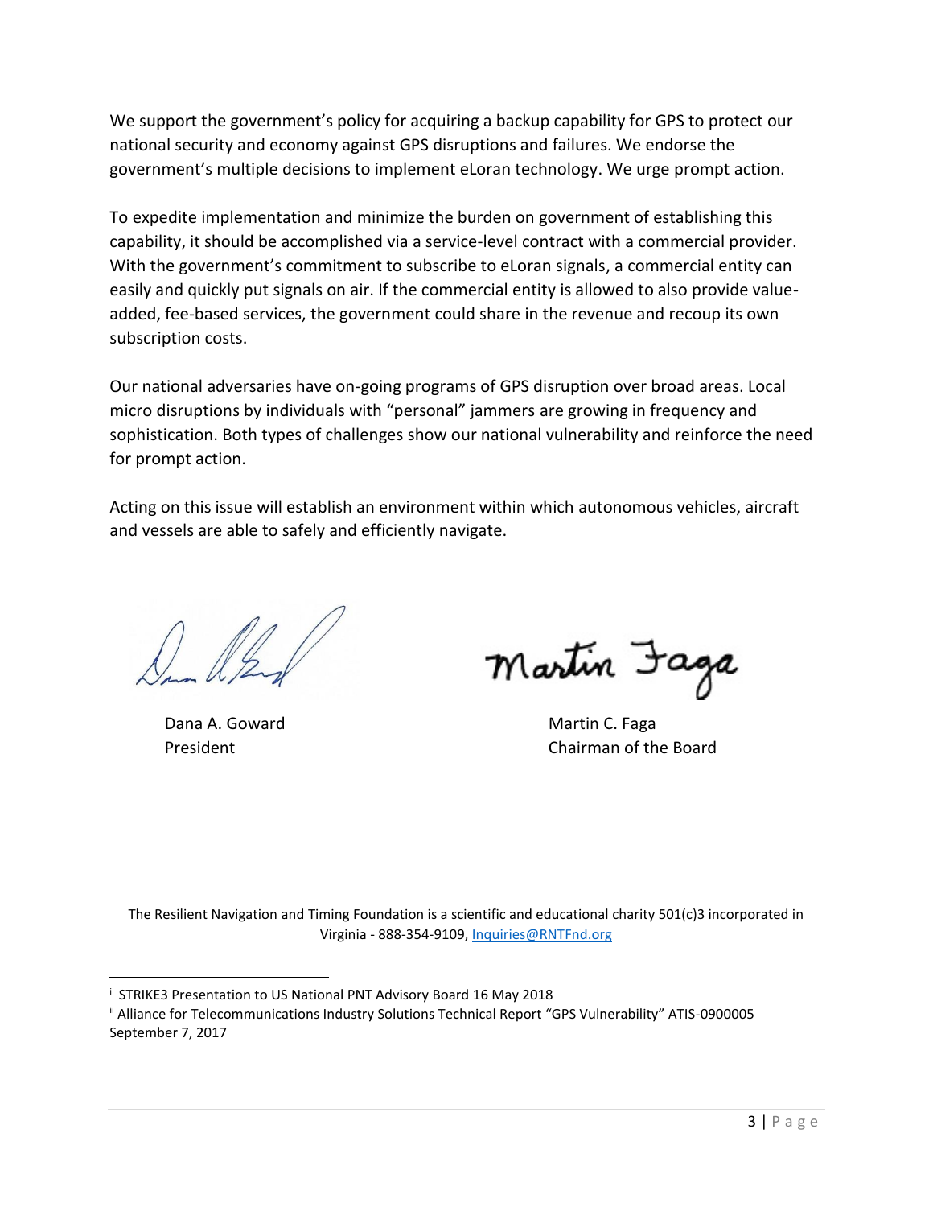We support the government's policy for acquiring a backup capability for GPS to protect our national security and economy against GPS disruptions and failures. We endorse the government's multiple decisions to implement eLoran technology. We urge prompt action.

To expedite implementation and minimize the burden on government of establishing this capability, it should be accomplished via a service-level contract with a commercial provider. With the government's commitment to subscribe to eLoran signals, a commercial entity can easily and quickly put signals on air. If the commercial entity is allowed to also provide value-added, fee-based services, the government could share in the revenue and recoup its own subscription costs.

Our national adversaries have on-going programs of GPS disruption over broad areas. Local micro disruptions by individuals with "personal" jammers are growing in frequency and sophistication. Both types of challenges show our national vulnerability and reinforce the need for prompt action.

Acting on this issue will establish an environment within which autonomous vehicles, aircraft and vessels are able to safely and efficiently navigate.

Dana A. Goward
President

Martin C. Faga
Chairman of the Board

The Resilient Navigation and Timing Foundation is a scientific and educational charity 501(c)3 incorporated in Virginia - 888-354-9109, Inquiries@RNTFnd.org

[i] STRIKE3 Presentation to US National PNT Advisory Board 16 May 2018

[ii] Alliance for Telecommunications Industry Solutions Technical Report "GPS Vulnerability" ATIS-0900005 September 7, 2017